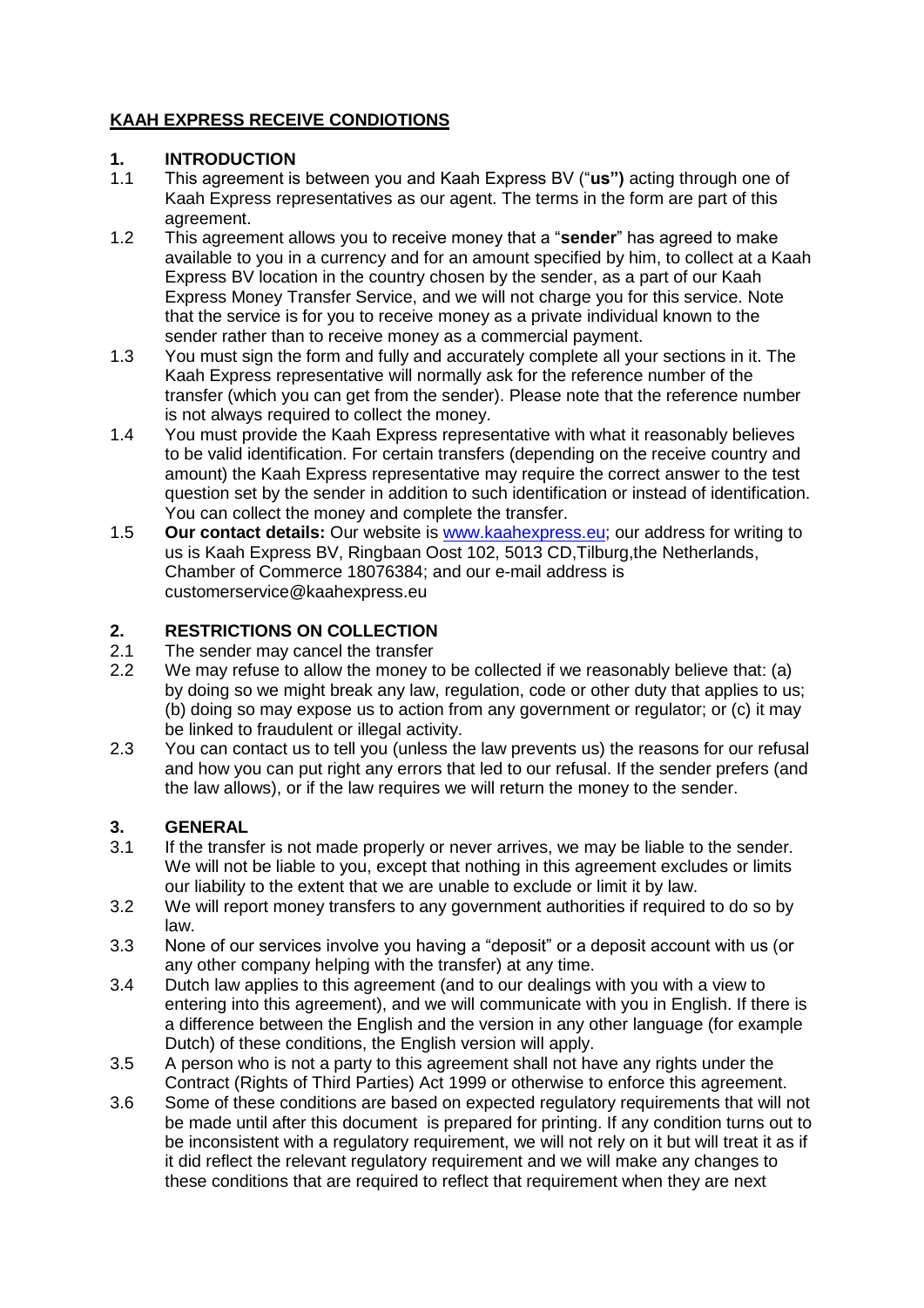# KAAH EXPRESS RECEIVE CONDIOTIONS

## 1. INTRODUCTION

1.1 This agreement is between you and Kaah Express BV ("**us")** acting through one of Kaah Express representatives as our agent. The terms in the form are part of this agreement.

1.2 This agreement allows you to receive money that a "**sender**" has agreed to make available to you in a currency and for an amount specified by him, to collect at a Kaah Express BV location in the country chosen by the sender, as a part of our Kaah Express Money Transfer Service, and we will not charge you for this service. Note that the service is for you to receive money as a private individual known to the sender rather than to receive money as a commercial payment.

1.3 You must sign the form and fully and accurately complete all your sections in it. The Kaah Express representative will normally ask for the reference number of the transfer (which you can get from the sender). Please note that the reference number is not always required to collect the money.

1.4 You must provide the Kaah Express representative with what it reasonably believes to be valid identification. For certain transfers (depending on the receive country and amount) the Kaah Express representative may require the correct answer to the test question set by the sender in addition to such identification or instead of identification. You can collect the money and complete the transfer.

1.5 **Our contact details:** Our website is www.kaahexpress.eu; our address for writing to us is Kaah Express BV, Ringbaan Oost 102, 5013 CD,Tilburg,the Netherlands, Chamber of Commerce 18076384; and our e-mail address is customerservice@kaahexpress.eu

## 2. RESTRICTIONS ON COLLECTION

2.1 The sender may cancel the transfer

2.2 We may refuse to allow the money to be collected if we reasonably believe that: (a) by doing so we might break any law, regulation, code or other duty that applies to us; (b) doing so may expose us to action from any government or regulator; or (c) it may be linked to fraudulent or illegal activity.

2.3 You can contact us to tell you (unless the law prevents us) the reasons for our refusal and how you can put right any errors that led to our refusal. If the sender prefers (and the law allows), or if the law requires we will return the money to the sender.

## 3. GENERAL

3.1 If the transfer is not made properly or never arrives, we may be liable to the sender. We will not be liable to you, except that nothing in this agreement excludes or limits our liability to the extent that we are unable to exclude or limit it by law.

3.2 We will report money transfers to any government authorities if required to do so by law.

3.3 None of our services involve you having a "deposit" or a deposit account with us (or any other company helping with the transfer) at any time.

3.4 Dutch law applies to this agreement (and to our dealings with you with a view to entering into this agreement), and we will communicate with you in English. If there is a difference between the English and the version in any other language (for example Dutch) of these conditions, the English version will apply.

3.5 A person who is not a party to this agreement shall not have any rights under the Contract (Rights of Third Parties) Act 1999 or otherwise to enforce this agreement.

3.6 Some of these conditions are based on expected regulatory requirements that will not be made until after this document is prepared for printing. If any condition turns out to be inconsistent with a regulatory requirement, we will not rely on it but will treat it as if it did reflect the relevant regulatory requirement and we will make any changes to these conditions that are required to reflect that requirement when they are next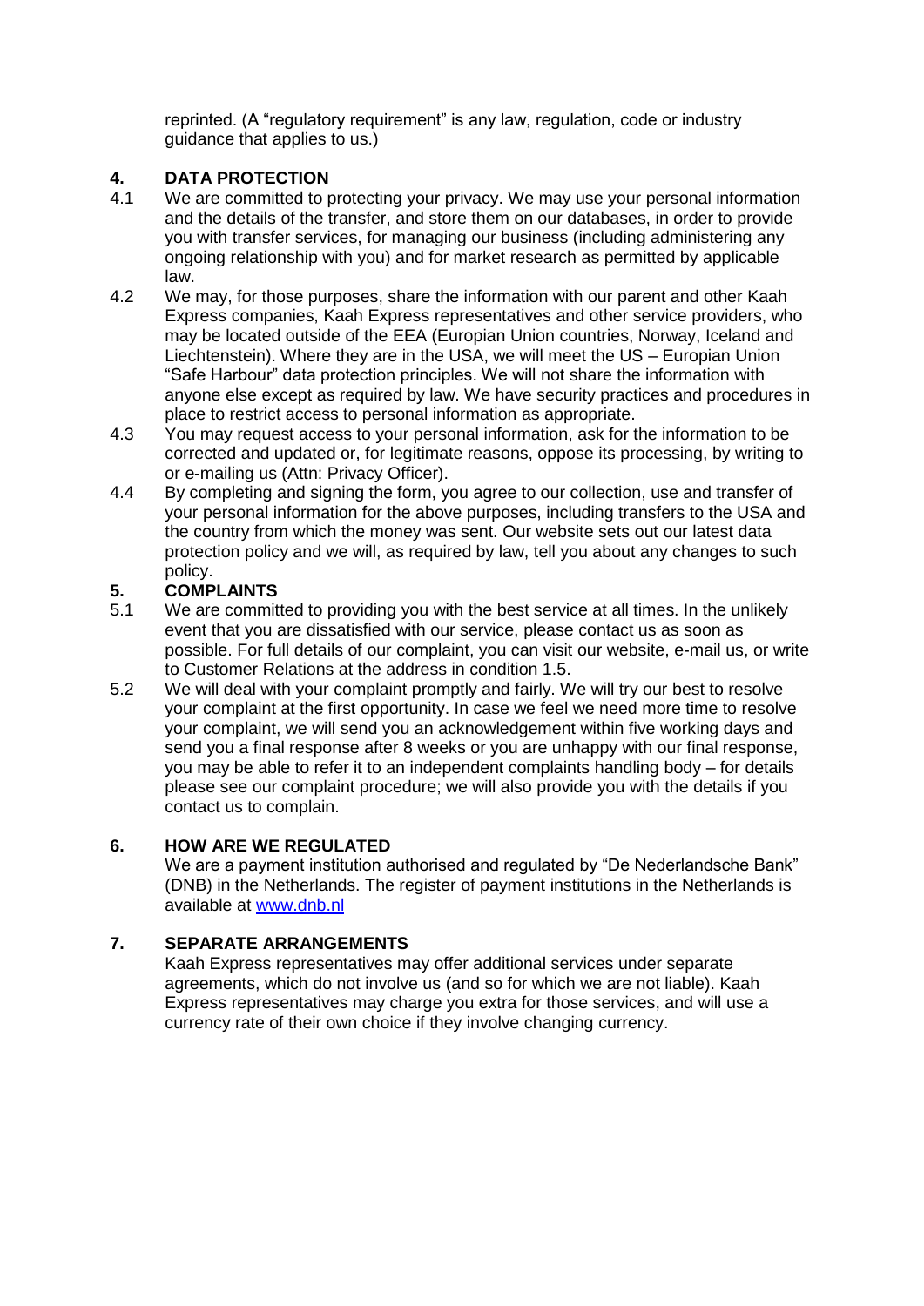reprinted. (A "regulatory requirement" is any law, regulation, code or industry guidance that applies to us.)

## 4. DATA PROTECTION

4.1 We are committed to protecting your privacy. We may use your personal information and the details of the transfer, and store them on our databases, in order to provide you with transfer services, for managing our business (including administering any ongoing relationship with you) and for market research as permitted by applicable law.

4.2 We may, for those purposes, share the information with our parent and other Kaah Express companies, Kaah Express representatives and other service providers, who may be located outside of the EEA (Europian Union countries, Norway, Iceland and Liechtenstein). Where they are in the USA, we will meet the US – Europian Union "Safe Harbour" data protection principles. We will not share the information with anyone else except as required by law. We have security practices and procedures in place to restrict access to personal information as appropriate.

4.3 You may request access to your personal information, ask for the information to be corrected and updated or, for legitimate reasons, oppose its processing, by writing to or e-mailing us (Attn: Privacy Officer).

4.4 By completing and signing the form, you agree to our collection, use and transfer of your personal information for the above purposes, including transfers to the USA and the country from which the money was sent. Our website sets out our latest data protection policy and we will, as required by law, tell you about any changes to such policy.

## 5. COMPLAINTS

5.1 We are committed to providing you with the best service at all times. In the unlikely event that you are dissatisfied with our service, please contact us as soon as possible. For full details of our complaint, you can visit our website, e-mail us, or write to Customer Relations at the address in condition 1.5.

5.2 We will deal with your complaint promptly and fairly. We will try our best to resolve your complaint at the first opportunity. In case we feel we need more time to resolve your complaint, we will send you an acknowledgement within five working days and send you a final response after 8 weeks or you are unhappy with our final response, you may be able to refer it to an independent complaints handling body – for details please see our complaint procedure; we will also provide you with the details if you contact us to complain.

## 6. HOW ARE WE REGULATED

We are a payment institution authorised and regulated by "De Nederlandsche Bank" (DNB) in the Netherlands. The register of payment institutions in the Netherlands is available at www.dnb.nl

## 7. SEPARATE ARRANGEMENTS

Kaah Express representatives may offer additional services under separate agreements, which do not involve us (and so for which we are not liable). Kaah Express representatives may charge you extra for those services, and will use a currency rate of their own choice if they involve changing currency.